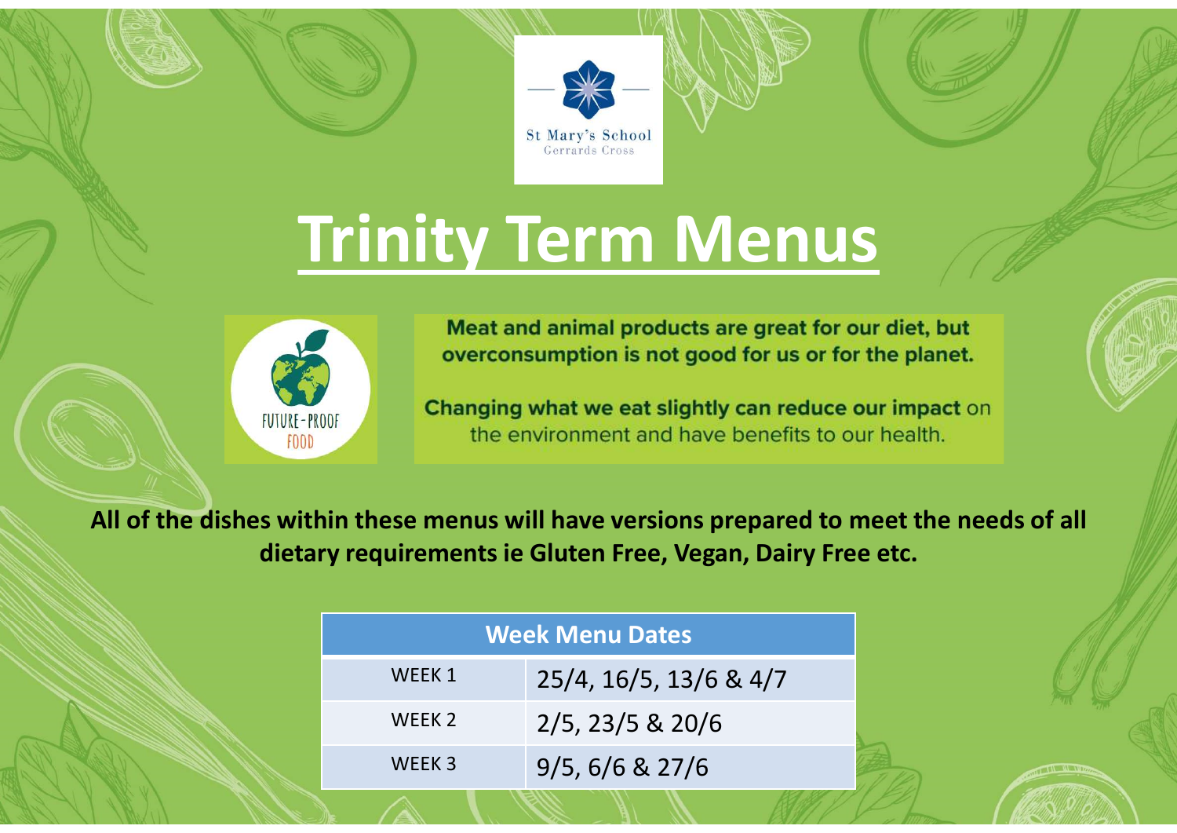St Mary's School
Gerrards Cross

# Trinity Term Menus

FUTURE-PROOF FOOD

**Meat and animal products are great for our diet, but overconsumption is not good for us or for the planet.**

**Changing what we eat slightly can reduce our impact** on the environment and have benefits to our health.

**All of the dishes within these menus will have versions prepared to meet the needs of all dietary requirements ie Gluten Free, Vegan, Dairy Free etc.**

| Week Menu Dates | |
|---|---|
| WEEK 1 | 25/4, 16/5, 13/6 & 4/7 |
| WEEK 2 | 2/5, 23/5 & 20/6 |
| WEEK 3 | 9/5, 6/6 & 27/6 |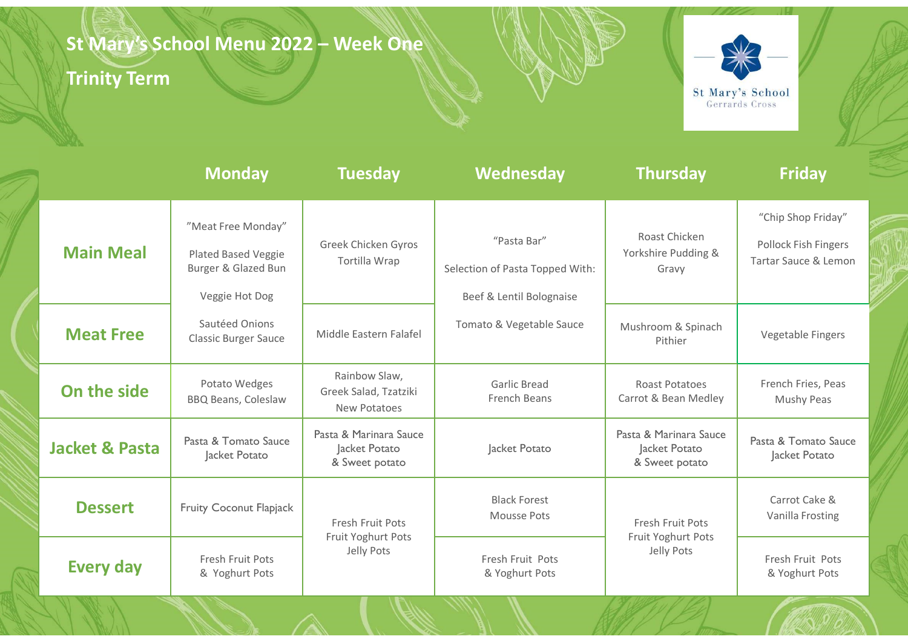# St Mary's School Menu 2022 – Week One

## Trinity Term

St Mary's School
Gerrards Cross

| | Monday | Tuesday | Wednesday | Thursday | Friday |
|---|---|---|---|---|---|
| **Main Meal** | "Meat Free Monday" Plated Based Veggie Burger & Glazed Bun Veggie Hot Dog Sautéed Onions Classic Burger Sauce | Greek Chicken Gyros Tortilla Wrap | "Pasta Bar" Selection of Pasta Topped With: Beef & Lentil Bolognaise Tomato & Vegetable Sauce | Roast Chicken Yorkshire Pudding & Gravy | "Chip Shop Friday" Pollock Fish Fingers Tartar Sauce & Lemon |
| **Meat Free** | | Middle Eastern Falafel | | Mushroom & Spinach Pithier | Vegetable Fingers |
| **On the side** | Potato Wedges BBQ Beans, Coleslaw | Rainbow Slaw, Greek Salad, Tzatziki New Potatoes | Garlic Bread French Beans | Roast Potatoes Carrot & Bean Medley | French Fries, Peas Mushy Peas |
| **Jacket & Pasta** | Pasta & Tomato Sauce Jacket Potato | Pasta & Marinara Sauce Jacket Potato & Sweet potato | Jacket Potato | Pasta & Marinara Sauce Jacket Potato & Sweet potato | Pasta & Tomato Sauce Jacket Potato |
| **Dessert** | Fruity Coconut Flapjack | Fresh Fruit Pots Fruit Yoghurt Pots Jelly Pots | Black Forest Mousse Pots | Fresh Fruit Pots Fruit Yoghurt Pots Jelly Pots | Carrot Cake & Vanilla Frosting |
| **Every day** | Fresh Fruit Pots & Yoghurt Pots | | Fresh Fruit Pots & Yoghurt Pots | | Fresh Fruit Pots & Yoghurt Pots |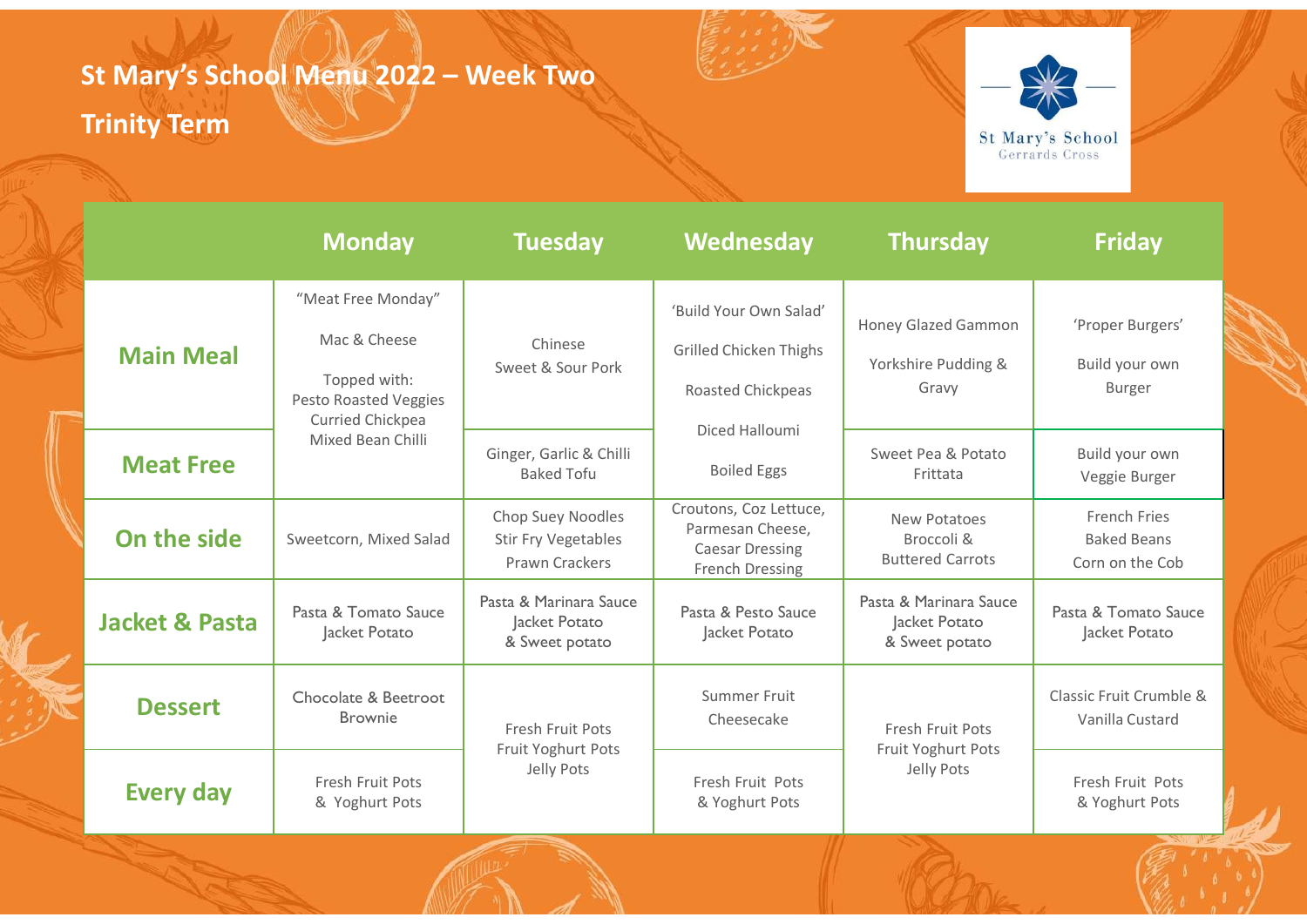# St Mary's School Menu 2022 – Week Two

## Trinity Term

St Mary's School
Gerrards Cross

| | Monday | Tuesday | Wednesday | Thursday | Friday |
|---|---|---|---|---|---|
| **Main Meal** | "Meat Free Monday" Mac & Cheese Topped with: Pesto Roasted Veggies Curried Chickpea Mixed Bean Chilli | Chinese Sweet & Sour Pork | 'Build Your Own Salad' Grilled Chicken Thighs Roasted Chickpeas Diced Halloumi Boiled Eggs | Honey Glazed Gammon Yorkshire Pudding & Gravy | 'Proper Burgers' Build your own Burger |
| **Meat Free** | | Ginger, Garlic & Chilli Baked Tofu | | Sweet Pea & Potato Frittata | Build your own Veggie Burger |
| **On the side** | Sweetcorn, Mixed Salad | Chop Suey Noodles Stir Fry Vegetables Prawn Crackers | Croutons, Coz Lettuce, Parmesan Cheese, Caesar Dressing French Dressing | New Potatoes Broccoli & Buttered Carrots | French Fries Baked Beans Corn on the Cob |
| **Jacket & Pasta** | Pasta & Tomato Sauce Jacket Potato | Pasta & Marinara Sauce Jacket Potato & Sweet potato | Pasta & Pesto Sauce Jacket Potato | Pasta & Marinara Sauce Jacket Potato & Sweet potato | Pasta & Tomato Sauce Jacket Potato |
| **Dessert** | Chocolate & Beetroot Brownie | Fresh Fruit Pots Fruit Yoghurt Pots Jelly Pots | Summer Fruit Cheesecake | Fresh Fruit Pots Fruit Yoghurt Pots Jelly Pots | Classic Fruit Crumble & Vanilla Custard |
| **Every day** | Fresh Fruit Pots & Yoghurt Pots | | Fresh Fruit Pots & Yoghurt Pots | | Fresh Fruit Pots & Yoghurt Pots |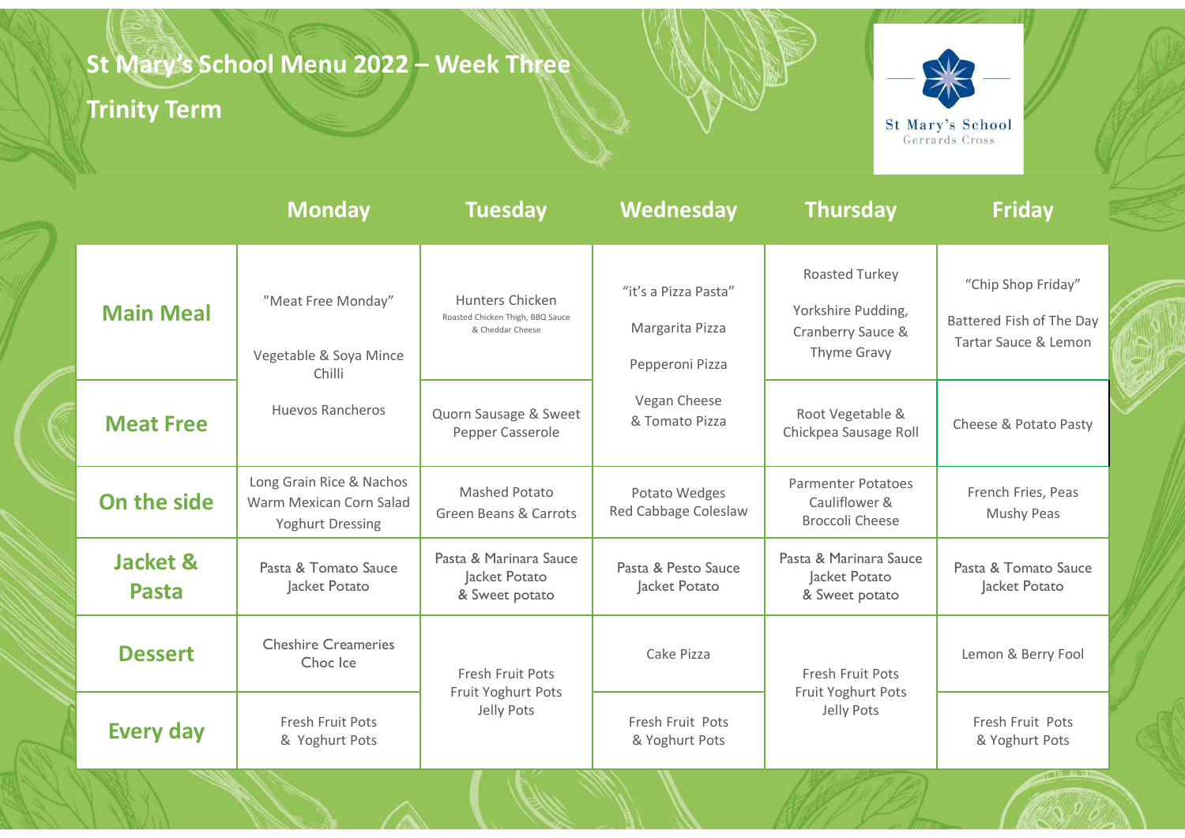# St Mary's School Menu 2022 – Week Three

## Trinity Term

St Mary's School
Gerrards Cross

| | Monday | Tuesday | Wednesday | Thursday | Friday |
|---|---|---|---|---|---|
| **Main Meal** | "Meat Free Monday"<br><br>Vegetable & Soya Mince Chilli<br><br>Huevos Rancheros | Hunters Chicken<br>Roasted Chicken Thigh, BBQ Sauce & Cheddar Cheese | "it's a Pizza Pasta"<br><br>Margarita Pizza<br><br>Pepperoni Pizza<br><br>Vegan Cheese & Tomato Pizza | Roasted Turkey<br><br>Yorkshire Pudding, Cranberry Sauce & Thyme Gravy | "Chip Shop Friday"<br><br>Battered Fish of The Day Tartar Sauce & Lemon |
| **Meat Free** | | Quorn Sausage & Sweet Pepper Casserole | | Root Vegetable & Chickpea Sausage Roll | Cheese & Potato Pasty |
| **On the side** | Long Grain Rice & Nachos<br>Warm Mexican Corn Salad<br>Yoghurt Dressing | Mashed Potato<br>Green Beans & Carrots | Potato Wedges<br>Red Cabbage Coleslaw | Parmenter Potatoes<br>Cauliflower & Broccoli Cheese | French Fries, Peas<br>Mushy Peas |
| **Jacket & Pasta** | Pasta & Tomato Sauce<br>Jacket Potato | Pasta & Marinara Sauce<br>Jacket Potato<br>& Sweet potato | Pasta & Pesto Sauce<br>Jacket Potato | Pasta & Marinara Sauce<br>Jacket Potato<br>& Sweet potato | Pasta & Tomato Sauce<br>Jacket Potato |
| **Dessert** | Cheshire Creameries<br>Choc Ice | Fresh Fruit Pots<br>Fruit Yoghurt Pots<br>Jelly Pots | Cake Pizza | Fresh Fruit Pots<br>Fruit Yoghurt Pots<br>Jelly Pots | Lemon & Berry Fool |
| **Every day** | Fresh Fruit Pots<br>& Yoghurt Pots | | Fresh Fruit Pots<br>& Yoghurt Pots | | Fresh Fruit Pots<br>& Yoghurt Pots |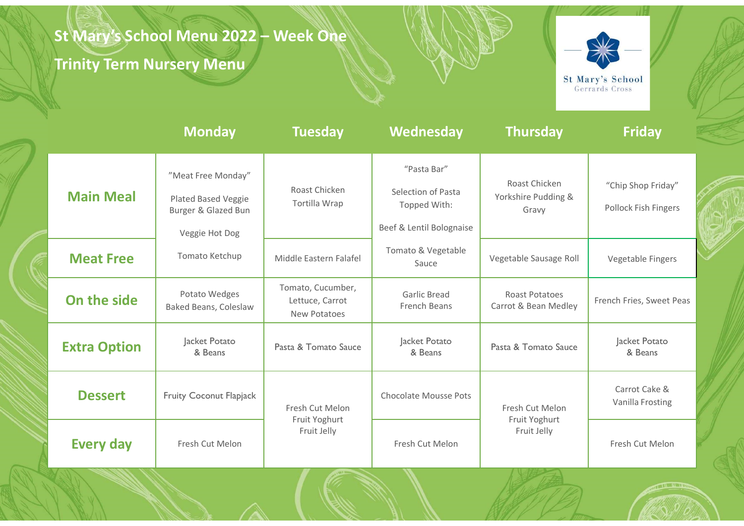# St Mary's School Menu 2022 – Week One

## Trinity Term Nursery Menu

St Mary's School
Gerrards Cross

| | Monday | Tuesday | Wednesday | Thursday | Friday |
|---|---|---|---|---|---|
| **Main Meal** | "Meat Free Monday" Plated Based Veggie Burger & Glazed Bun | Roast Chicken Tortilla Wrap | "Pasta Bar" Selection of Pasta Topped With: Beef & Lentil Bolognaise | Roast Chicken Yorkshire Pudding & Gravy | "Chip Shop Friday" Pollock Fish Fingers |
| **Meat Free** | Veggie Hot Dog Tomato Ketchup | Middle Eastern Falafel | Tomato & Vegetable Sauce | Vegetable Sausage Roll | Vegetable Fingers |
| **On the side** | Potato Wedges Baked Beans, Coleslaw | Tomato, Cucumber, Lettuce, Carrot New Potatoes | Garlic Bread French Beans | Roast Potatoes Carrot & Bean Medley | French Fries, Sweet Peas |
| **Extra Option** | Jacket Potato & Beans | Pasta & Tomato Sauce | Jacket Potato & Beans | Pasta & Tomato Sauce | Jacket Potato & Beans |
| **Dessert** | Fruity Coconut Flapjack | Fresh Cut Melon Fruit Yoghurt Fruit Jelly | Chocolate Mousse Pots | Fresh Cut Melon Fruit Yoghurt Fruit Jelly | Carrot Cake & Vanilla Frosting |
| **Every day** | Fresh Cut Melon | | Fresh Cut Melon | | Fresh Cut Melon |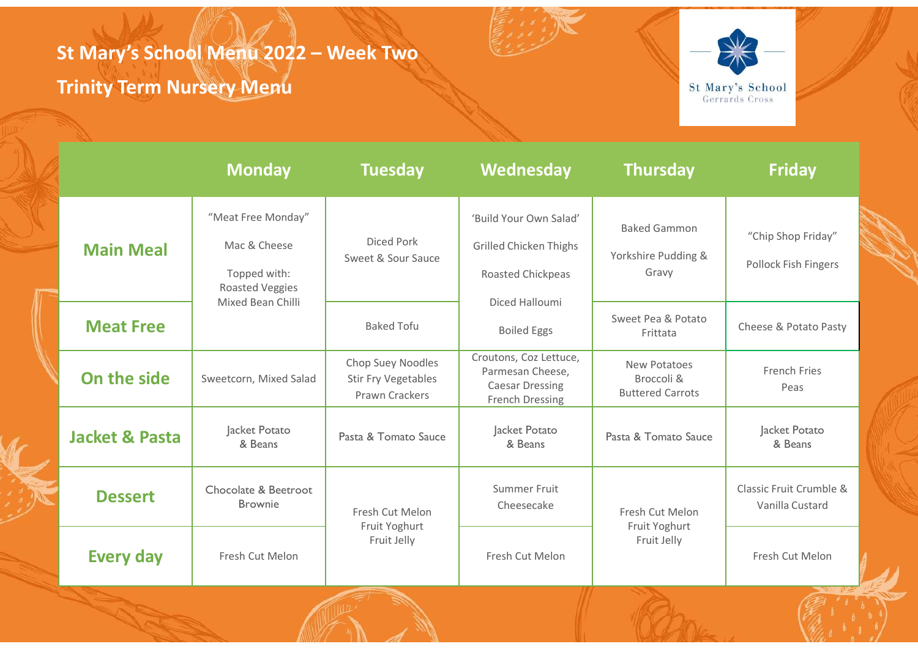# St Mary's School Menu 2022 – Week Two

## Trinity Term Nursery Menu

St Mary's School
Gerrards Cross

| | Monday | Tuesday | Wednesday | Thursday | Friday |
|---|---|---|---|---|---|
| **Main Meal** | "Meat Free Monday" Mac & Cheese Topped with: Roasted Veggies Mixed Bean Chilli | Diced Pork Sweet & Sour Sauce | 'Build Your Own Salad' Grilled Chicken Thighs Roasted Chickpeas Diced Halloumi Boiled Eggs | Baked Gammon Yorkshire Pudding & Gravy | "Chip Shop Friday" Pollock Fish Fingers |
| **Meat Free** | | Baked Tofu | | Sweet Pea & Potato Frittata | Cheese & Potato Pasty |
| **On the side** | Sweetcorn, Mixed Salad | Chop Suey Noodles Stir Fry Vegetables Prawn Crackers | Croutons, Coz Lettuce, Parmesan Cheese, Caesar Dressing French Dressing | New Potatoes Broccoli & Buttered Carrots | French Fries Peas |
| **Jacket & Pasta** | Jacket Potato & Beans | Pasta & Tomato Sauce | Jacket Potato & Beans | Pasta & Tomato Sauce | Jacket Potato & Beans |
| **Dessert** | Chocolate & Beetroot Brownie | Fresh Cut Melon Fruit Yoghurt Fruit Jelly | Summer Fruit Cheesecake | Fresh Cut Melon Fruit Yoghurt Fruit Jelly | Classic Fruit Crumble & Vanilla Custard |
| **Every day** | Fresh Cut Melon | | Fresh Cut Melon | | Fresh Cut Melon |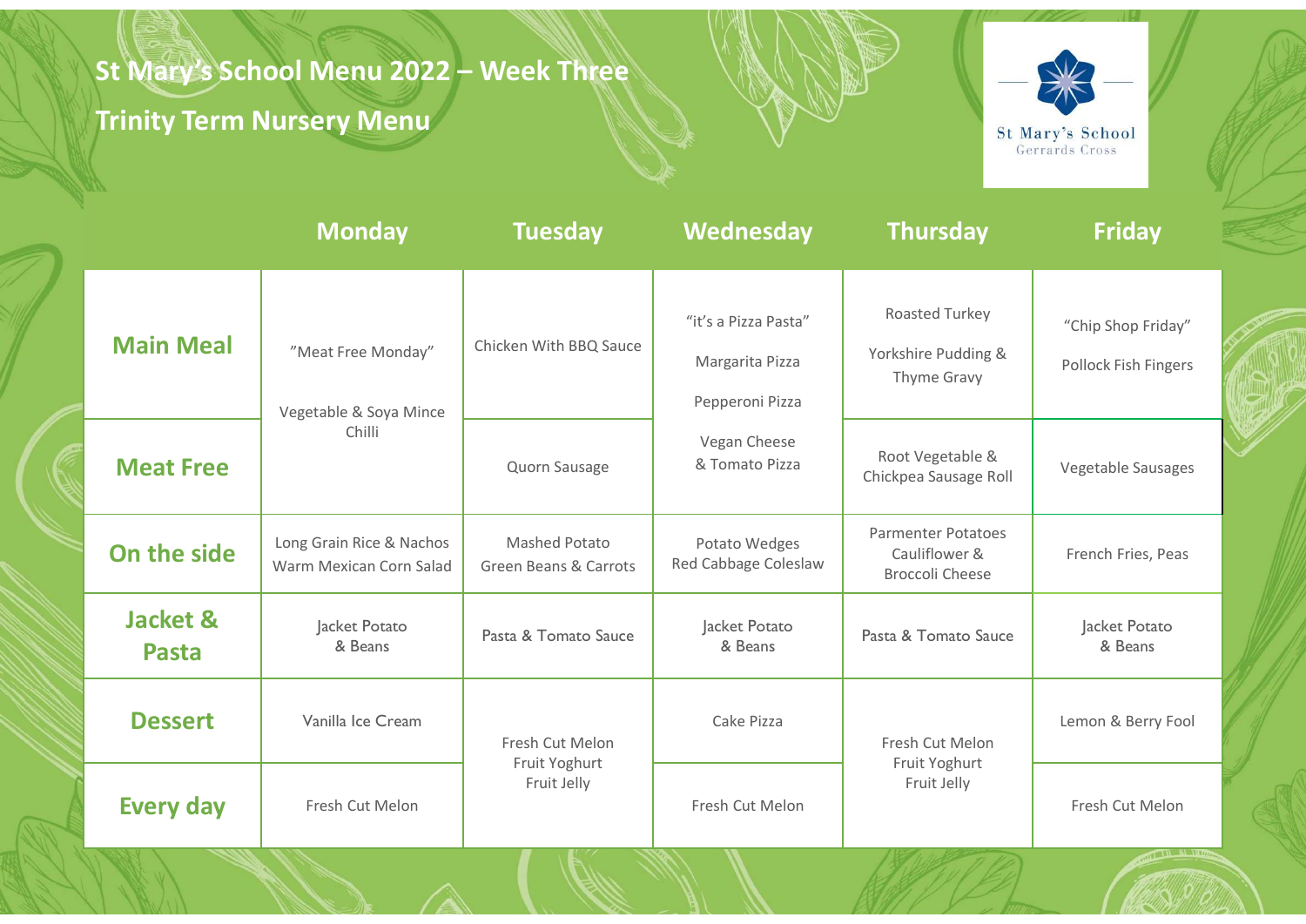# St Mary's School Menu 2022 – Week Three

## Trinity Term Nursery Menu

St Mary's School
Gerrards Cross

| | Monday | Tuesday | Wednesday | Thursday | Friday |
|---|---|---|---|---|---|
| **Main Meal** | "Meat Free Monday" Vegetable & Soya Mince Chilli | Chicken With BBQ Sauce | "it's a Pizza Pasta" Margarita Pizza Pepperoni Pizza Vegan Cheese & Tomato Pizza | Roasted Turkey Yorkshire Pudding & Thyme Gravy | "Chip Shop Friday" Pollock Fish Fingers |
| **Meat Free** | | Quorn Sausage | | Root Vegetable & Chickpea Sausage Roll | Vegetable Sausages |
| **On the side** | Long Grain Rice & Nachos Warm Mexican Corn Salad | Mashed Potato Green Beans & Carrots | Potato Wedges Red Cabbage Coleslaw | Parmenter Potatoes Cauliflower & Broccoli Cheese | French Fries, Peas |
| **Jacket & Pasta** | Jacket Potato & Beans | Pasta & Tomato Sauce | Jacket Potato & Beans | Pasta & Tomato Sauce | Jacket Potato & Beans |
| **Dessert** | Vanilla Ice Cream | Fresh Cut Melon Fruit Yoghurt Fruit Jelly | Cake Pizza | Fresh Cut Melon Fruit Yoghurt Fruit Jelly | Lemon & Berry Fool |
| **Every day** | Fresh Cut Melon | | Fresh Cut Melon | | Fresh Cut Melon |